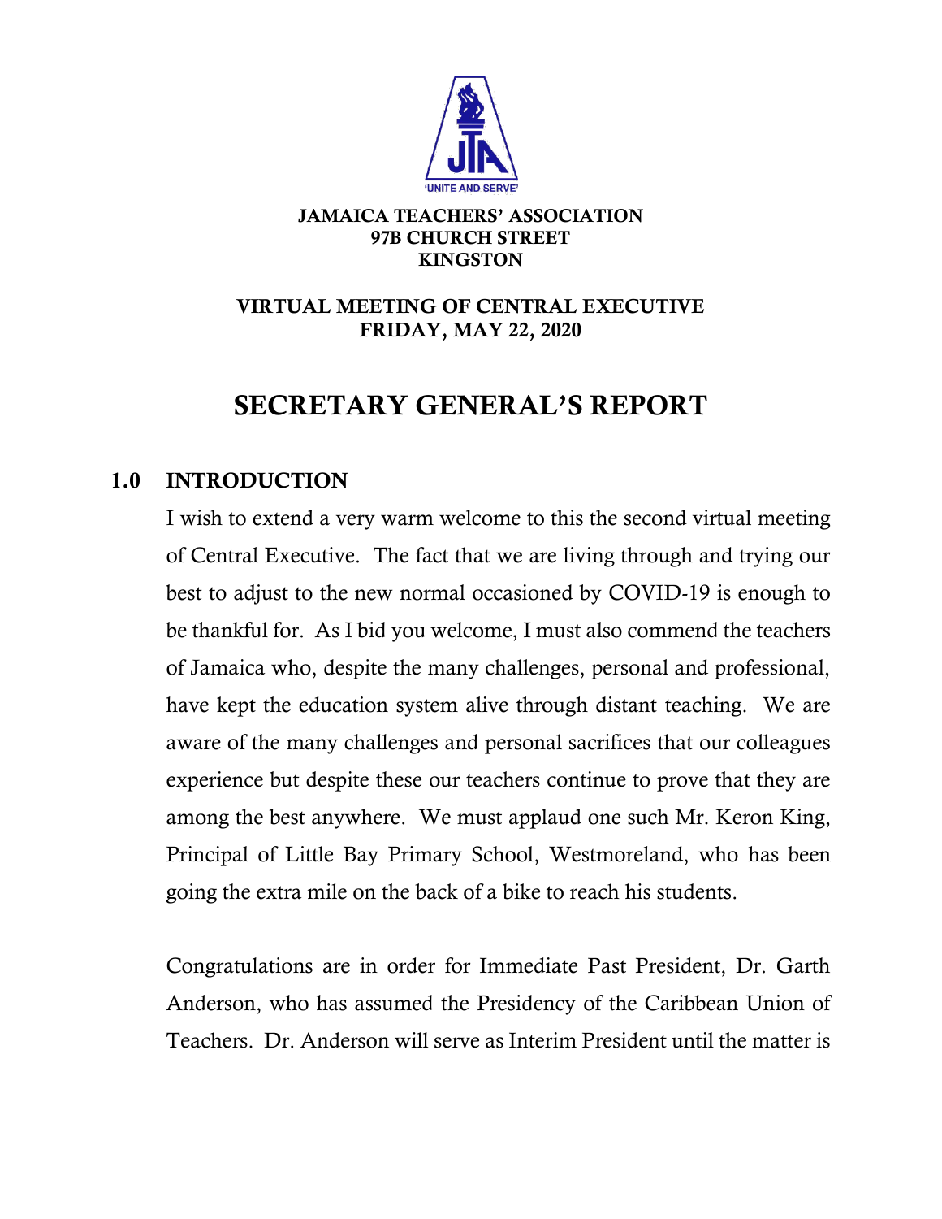'UNITE AND SERVE'

**JAMAICA TEACHERS' ASSOCIATION**
**97B CHURCH STREET**
**KINGSTON**

**VIRTUAL MEETING OF CENTRAL EXECUTIVE**
**FRIDAY, MAY 22, 2020**

# SECRETARY GENERAL'S REPORT

## 1.0 INTRODUCTION

I wish to extend a very warm welcome to this the second virtual meeting of Central Executive. The fact that we are living through and trying our best to adjust to the new normal occasioned by COVID-19 is enough to be thankful for. As I bid you welcome, I must also commend the teachers of Jamaica who, despite the many challenges, personal and professional, have kept the education system alive through distant teaching. We are aware of the many challenges and personal sacrifices that our colleagues experience but despite these our teachers continue to prove that they are among the best anywhere. We must applaud one such Mr. Keron King, Principal of Little Bay Primary School, Westmoreland, who has been going the extra mile on the back of a bike to reach his students.

Congratulations are in order for Immediate Past President, Dr. Garth Anderson, who has assumed the Presidency of the Caribbean Union of Teachers. Dr. Anderson will serve as Interim President until the matter is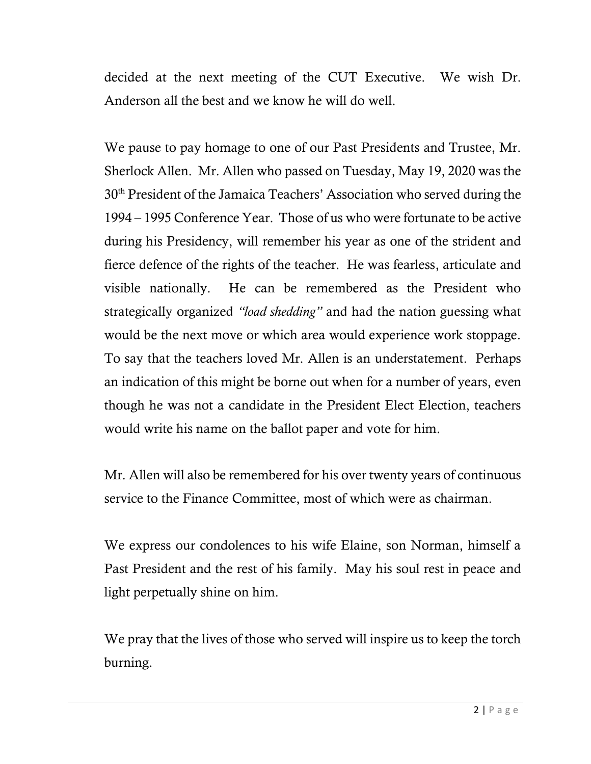decided at the next meeting of the CUT Executive. We wish Dr. Anderson all the best and we know he will do well.

We pause to pay homage to one of our Past Presidents and Trustee, Mr. Sherlock Allen. Mr. Allen who passed on Tuesday, May 19, 2020 was the 30th President of the Jamaica Teachers' Association who served during the 1994 – 1995 Conference Year. Those of us who were fortunate to be active during his Presidency, will remember his year as one of the strident and fierce defence of the rights of the teacher. He was fearless, articulate and visible nationally. He can be remembered as the President who strategically organized *"load shedding"* and had the nation guessing what would be the next move or which area would experience work stoppage. To say that the teachers loved Mr. Allen is an understatement. Perhaps an indication of this might be borne out when for a number of years, even though he was not a candidate in the President Elect Election, teachers would write his name on the ballot paper and vote for him.

Mr. Allen will also be remembered for his over twenty years of continuous service to the Finance Committee, most of which were as chairman.

We express our condolences to his wife Elaine, son Norman, himself a Past President and the rest of his family. May his soul rest in peace and light perpetually shine on him.

We pray that the lives of those who served will inspire us to keep the torch burning.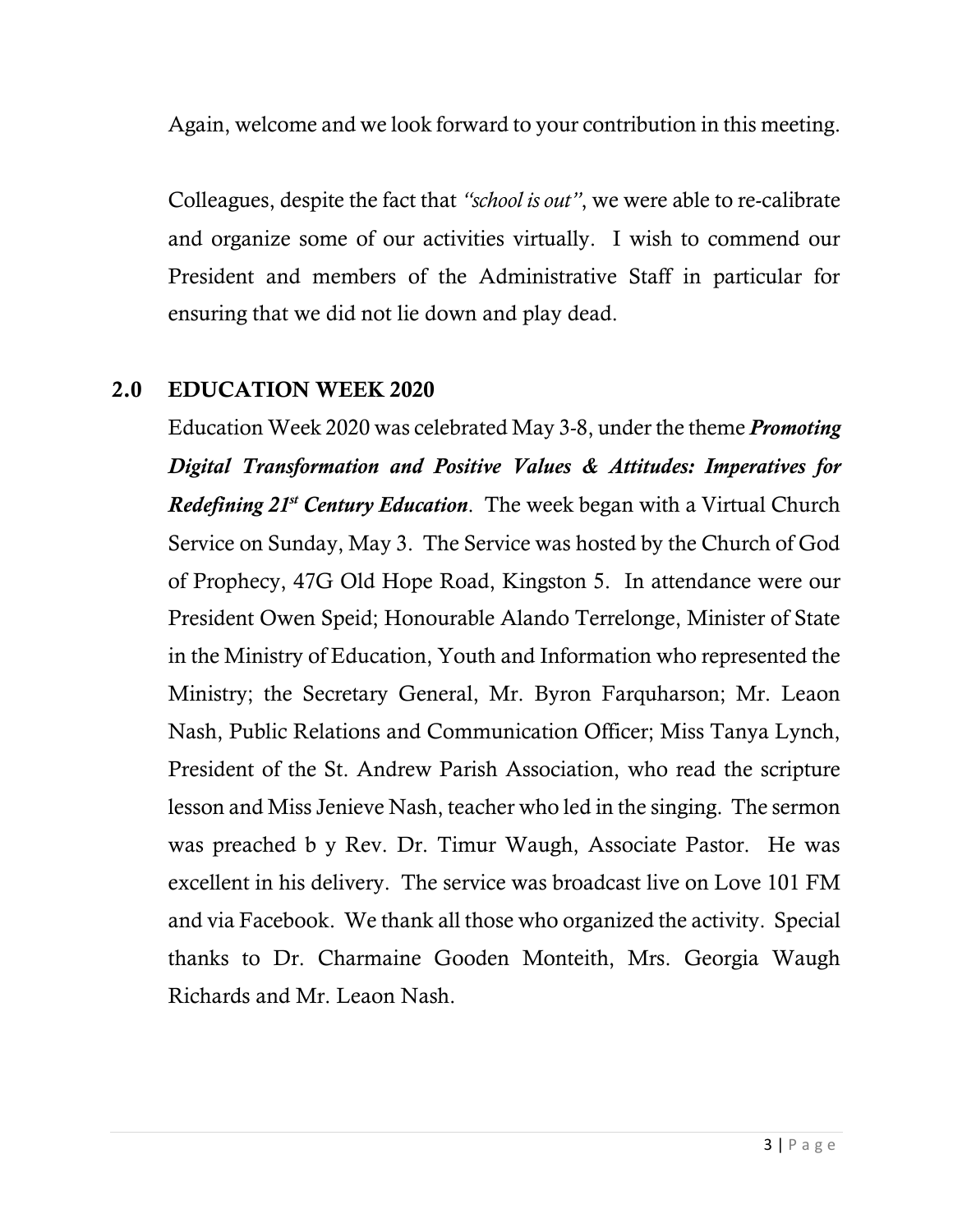Again, welcome and we look forward to your contribution in this meeting.

Colleagues, despite the fact that *"school is out"*, we were able to re-calibrate and organize some of our activities virtually. I wish to commend our President and members of the Administrative Staff in particular for ensuring that we did not lie down and play dead.

## 2.0 EDUCATION WEEK 2020

Education Week 2020 was celebrated May 3-8, under the theme ***Promoting Digital Transformation and Positive Values & Attitudes: Imperatives for Redefining 21st Century Education***. The week began with a Virtual Church Service on Sunday, May 3. The Service was hosted by the Church of God of Prophecy, 47G Old Hope Road, Kingston 5. In attendance were our President Owen Speid; Honourable Alando Terrelonge, Minister of State in the Ministry of Education, Youth and Information who represented the Ministry; the Secretary General, Mr. Byron Farquharson; Mr. Leaon Nash, Public Relations and Communication Officer; Miss Tanya Lynch, President of the St. Andrew Parish Association, who read the scripture lesson and Miss Jenieve Nash, teacher who led in the singing. The sermon was preached b y Rev. Dr. Timur Waugh, Associate Pastor. He was excellent in his delivery. The service was broadcast live on Love 101 FM and via Facebook. We thank all those who organized the activity. Special thanks to Dr. Charmaine Gooden Monteith, Mrs. Georgia Waugh Richards and Mr. Leaon Nash.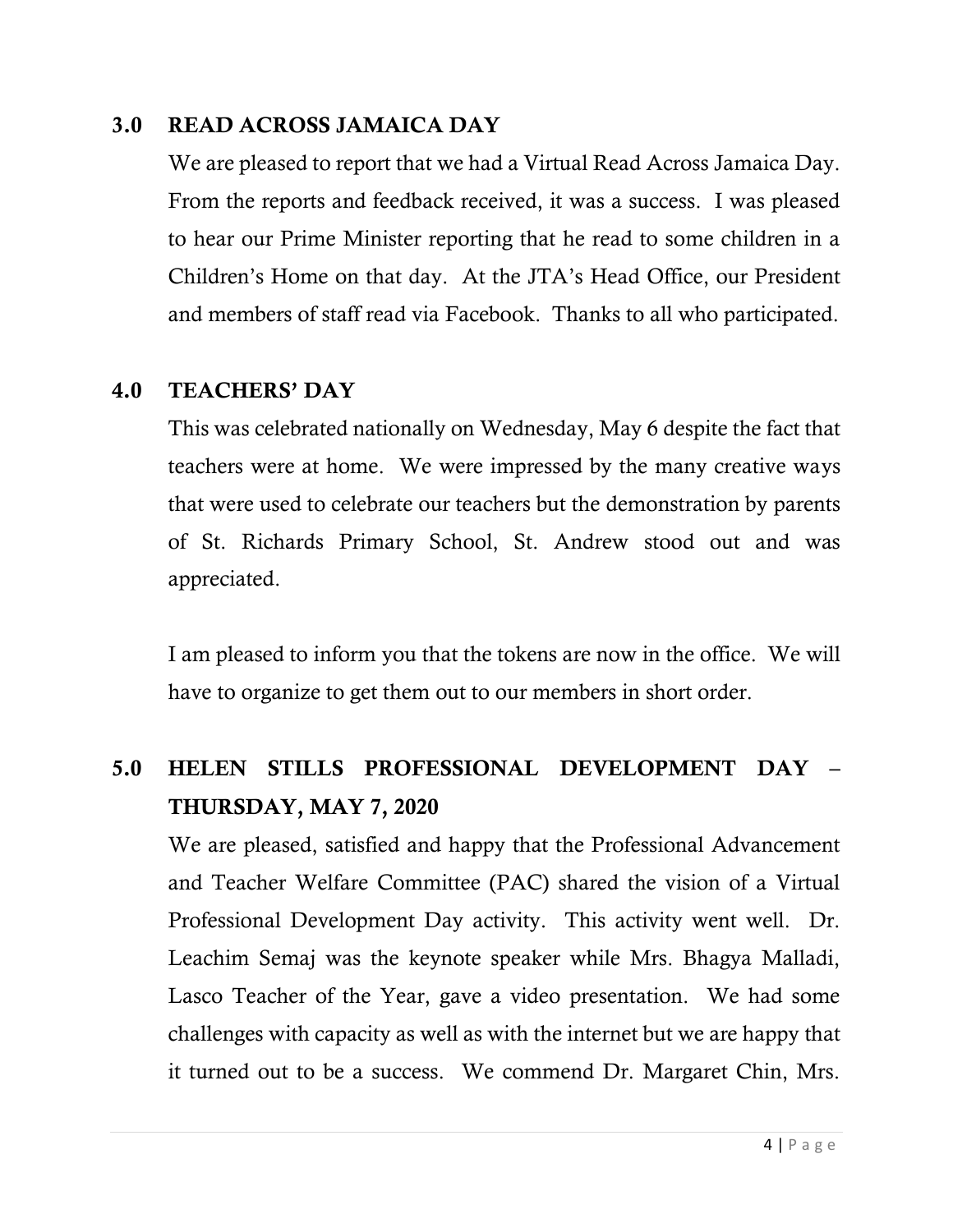## 3.0 READ ACROSS JAMAICA DAY

We are pleased to report that we had a Virtual Read Across Jamaica Day. From the reports and feedback received, it was a success. I was pleased to hear our Prime Minister reporting that he read to some children in a Children's Home on that day. At the JTA's Head Office, our President and members of staff read via Facebook. Thanks to all who participated.

## 4.0 TEACHERS' DAY

This was celebrated nationally on Wednesday, May 6 despite the fact that teachers were at home. We were impressed by the many creative ways that were used to celebrate our teachers but the demonstration by parents of St. Richards Primary School, St. Andrew stood out and was appreciated.

I am pleased to inform you that the tokens are now in the office. We will have to organize to get them out to our members in short order.

## 5.0 HELEN STILLS PROFESSIONAL DEVELOPMENT DAY – THURSDAY, MAY 7, 2020

We are pleased, satisfied and happy that the Professional Advancement and Teacher Welfare Committee (PAC) shared the vision of a Virtual Professional Development Day activity. This activity went well. Dr. Leachim Semaj was the keynote speaker while Mrs. Bhagya Malladi, Lasco Teacher of the Year, gave a video presentation. We had some challenges with capacity as well as with the internet but we are happy that it turned out to be a success. We commend Dr. Margaret Chin, Mrs.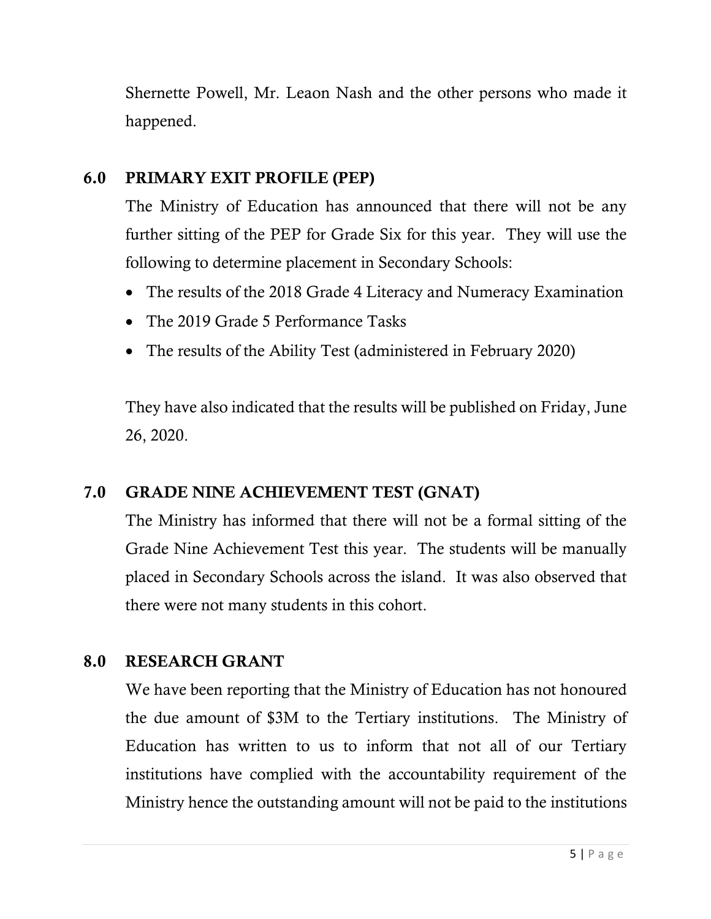Shernette Powell, Mr. Leaon Nash and the other persons who made it happened.

## 6.0 PRIMARY EXIT PROFILE (PEP)

The Ministry of Education has announced that there will not be any further sitting of the PEP for Grade Six for this year. They will use the following to determine placement in Secondary Schools:

- The results of the 2018 Grade 4 Literacy and Numeracy Examination
- The 2019 Grade 5 Performance Tasks
- The results of the Ability Test (administered in February 2020)

They have also indicated that the results will be published on Friday, June 26, 2020.

## 7.0 GRADE NINE ACHIEVEMENT TEST (GNAT)

The Ministry has informed that there will not be a formal sitting of the Grade Nine Achievement Test this year. The students will be manually placed in Secondary Schools across the island. It was also observed that there were not many students in this cohort.

## 8.0 RESEARCH GRANT

We have been reporting that the Ministry of Education has not honoured the due amount of $3M to the Tertiary institutions. The Ministry of Education has written to us to inform that not all of our Tertiary institutions have complied with the accountability requirement of the Ministry hence the outstanding amount will not be paid to the institutions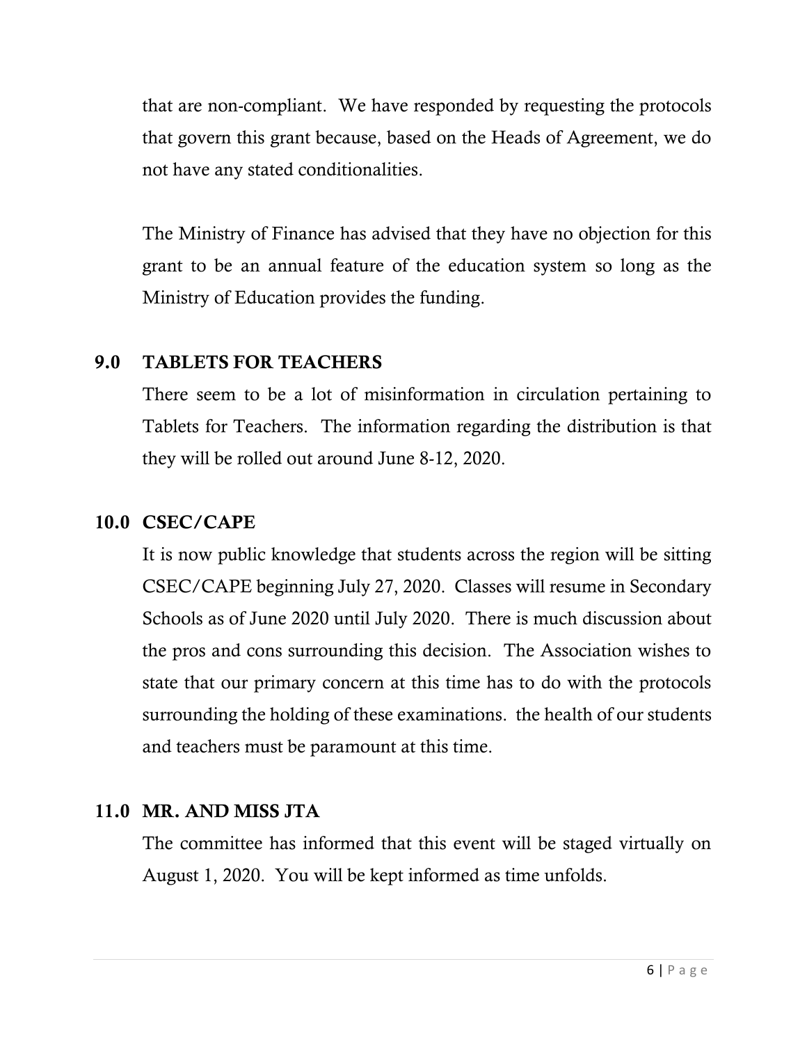that are non-compliant. We have responded by requesting the protocols that govern this grant because, based on the Heads of Agreement, we do not have any stated conditionalities.

The Ministry of Finance has advised that they have no objection for this grant to be an annual feature of the education system so long as the Ministry of Education provides the funding.

## 9.0 TABLETS FOR TEACHERS

There seem to be a lot of misinformation in circulation pertaining to Tablets for Teachers. The information regarding the distribution is that they will be rolled out around June 8-12, 2020.

## 10.0 CSEC/CAPE

It is now public knowledge that students across the region will be sitting CSEC/CAPE beginning July 27, 2020. Classes will resume in Secondary Schools as of June 2020 until July 2020. There is much discussion about the pros and cons surrounding this decision. The Association wishes to state that our primary concern at this time has to do with the protocols surrounding the holding of these examinations. the health of our students and teachers must be paramount at this time.

## 11.0 MR. AND MISS JTA

The committee has informed that this event will be staged virtually on August 1, 2020. You will be kept informed as time unfolds.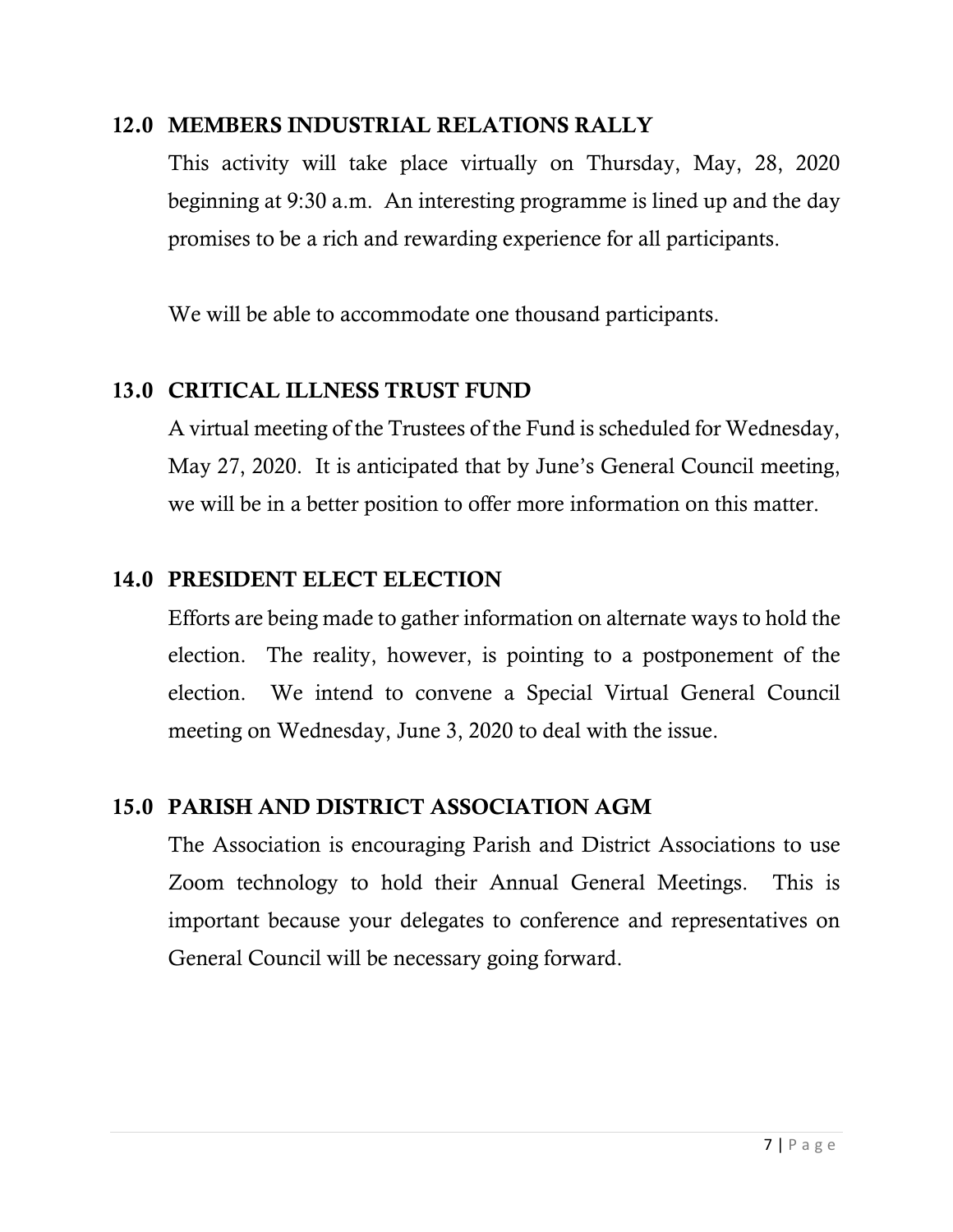## 12.0 MEMBERS INDUSTRIAL RELATIONS RALLY

This activity will take place virtually on Thursday, May, 28, 2020 beginning at 9:30 a.m. An interesting programme is lined up and the day promises to be a rich and rewarding experience for all participants.

We will be able to accommodate one thousand participants.

## 13.0 CRITICAL ILLNESS TRUST FUND

A virtual meeting of the Trustees of the Fund is scheduled for Wednesday, May 27, 2020. It is anticipated that by June's General Council meeting, we will be in a better position to offer more information on this matter.

## 14.0 PRESIDENT ELECT ELECTION

Efforts are being made to gather information on alternate ways to hold the election. The reality, however, is pointing to a postponement of the election. We intend to convene a Special Virtual General Council meeting on Wednesday, June 3, 2020 to deal with the issue.

## 15.0 PARISH AND DISTRICT ASSOCIATION AGM

The Association is encouraging Parish and District Associations to use Zoom technology to hold their Annual General Meetings. This is important because your delegates to conference and representatives on General Council will be necessary going forward.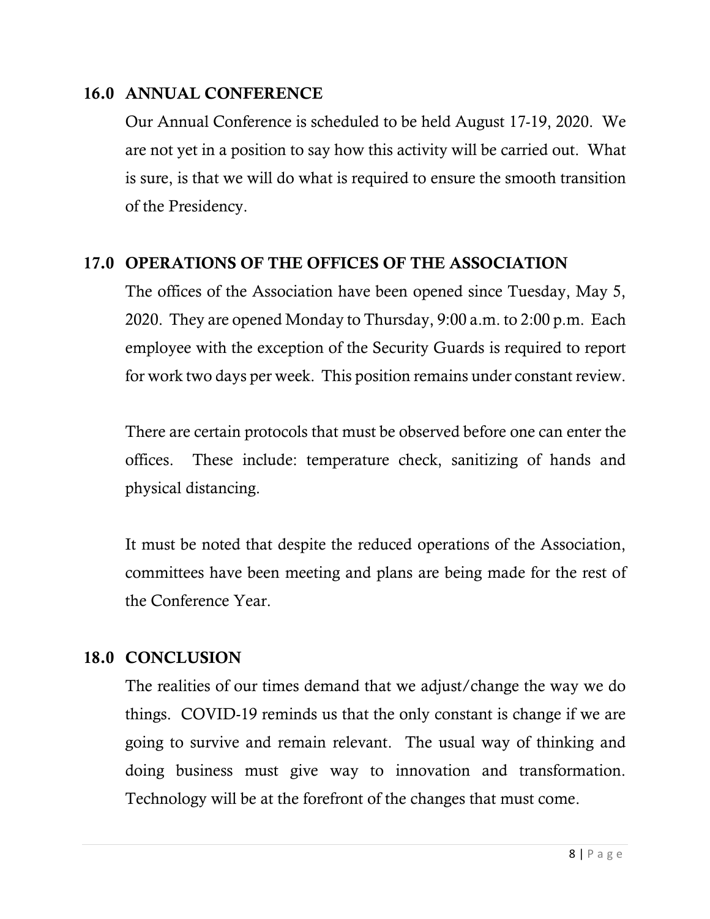## 16.0 ANNUAL CONFERENCE

Our Annual Conference is scheduled to be held August 17-19, 2020. We are not yet in a position to say how this activity will be carried out. What is sure, is that we will do what is required to ensure the smooth transition of the Presidency.

## 17.0 OPERATIONS OF THE OFFICES OF THE ASSOCIATION

The offices of the Association have been opened since Tuesday, May 5, 2020. They are opened Monday to Thursday, 9:00 a.m. to 2:00 p.m. Each employee with the exception of the Security Guards is required to report for work two days per week. This position remains under constant review.

There are certain protocols that must be observed before one can enter the offices. These include: temperature check, sanitizing of hands and physical distancing.

It must be noted that despite the reduced operations of the Association, committees have been meeting and plans are being made for the rest of the Conference Year.

## 18.0 CONCLUSION

The realities of our times demand that we adjust/change the way we do things. COVID-19 reminds us that the only constant is change if we are going to survive and remain relevant. The usual way of thinking and doing business must give way to innovation and transformation. Technology will be at the forefront of the changes that must come.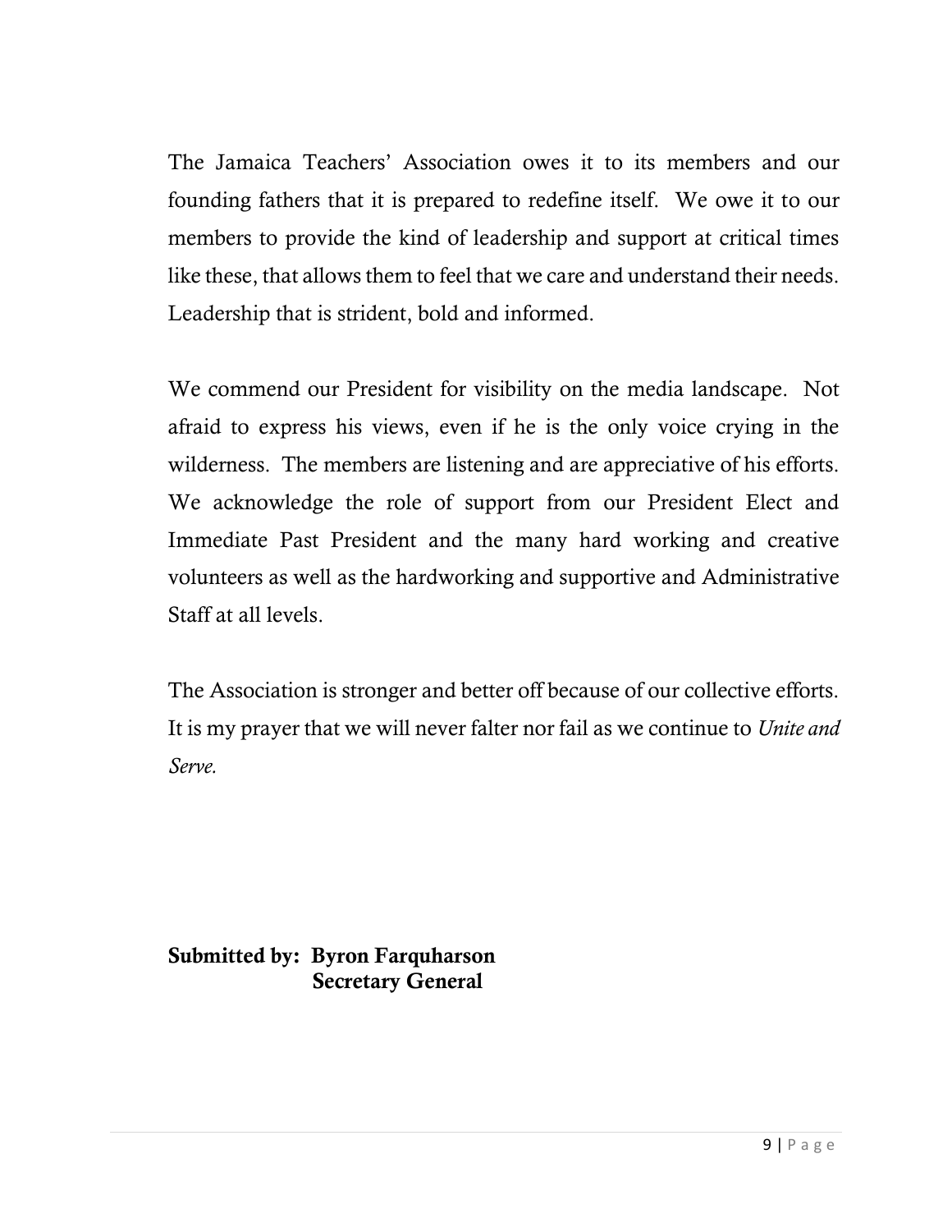The Jamaica Teachers' Association owes it to its members and our founding fathers that it is prepared to redefine itself. We owe it to our members to provide the kind of leadership and support at critical times like these, that allows them to feel that we care and understand their needs. Leadership that is strident, bold and informed.

We commend our President for visibility on the media landscape. Not afraid to express his views, even if he is the only voice crying in the wilderness. The members are listening and are appreciative of his efforts. We acknowledge the role of support from our President Elect and Immediate Past President and the many hard working and creative volunteers as well as the hardworking and supportive and Administrative Staff at all levels.

The Association is stronger and better off because of our collective efforts. It is my prayer that we will never falter nor fail as we continue to *Unite and Serve.*

**Submitted by: Byron Farquharson**
**Secretary General**